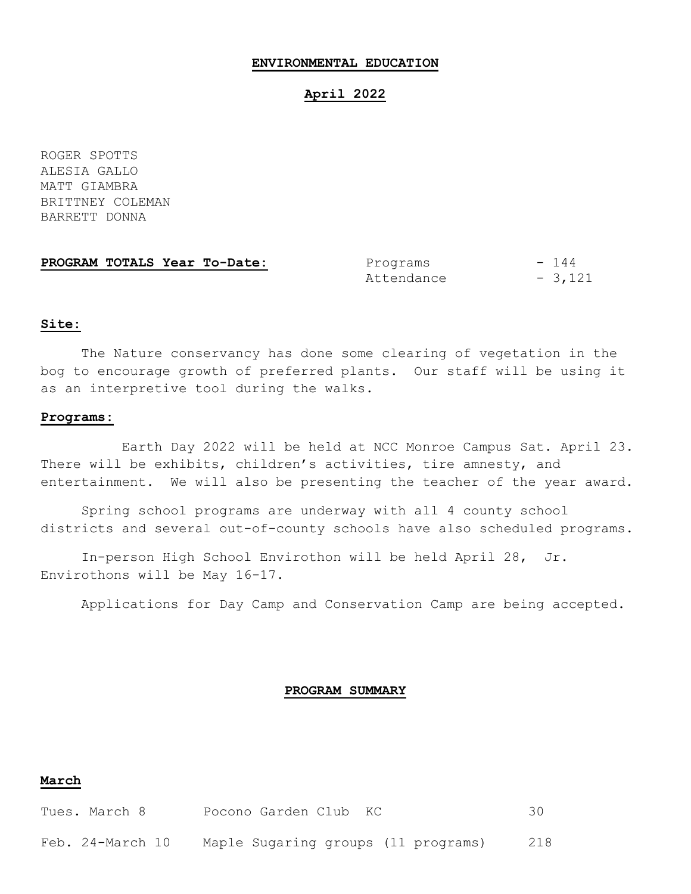# ENVIRONMENTAL EDUCATION

## April 2022

ROGER SPOTTS
ALESIA GALLO
MATT GIAMBRA
BRITTNEY COLEMAN
BARRETT DONNA

**PROGRAM TOTALS Year To-Date:**

| | |
|---|---|
| Programs | - 144 |
| Attendance | - 3,121 |

**Site:**

The Nature conservancy has done some clearing of vegetation in the bog to encourage growth of preferred plants. Our staff will be using it as an interpretive tool during the walks.

**Programs:**

Earth Day 2022 will be held at NCC Monroe Campus Sat. April 23. There will be exhibits, children's activities, tire amnesty, and entertainment. We will also be presenting the teacher of the year award.

Spring school programs are underway with all 4 county school districts and several out-of-county schools have also scheduled programs.

In-person High School Envirothon will be held April 28, Jr. Envirothons will be May 16-17.

Applications for Day Camp and Conservation Camp are being accepted.

## PROGRAM SUMMARY

**March**

| | | |
|---|---|---|
| Tues. March 8 | Pocono Garden Club KC | 30 |
| Feb. 24-March 10 | Maple Sugaring groups (11 programs) | 218 |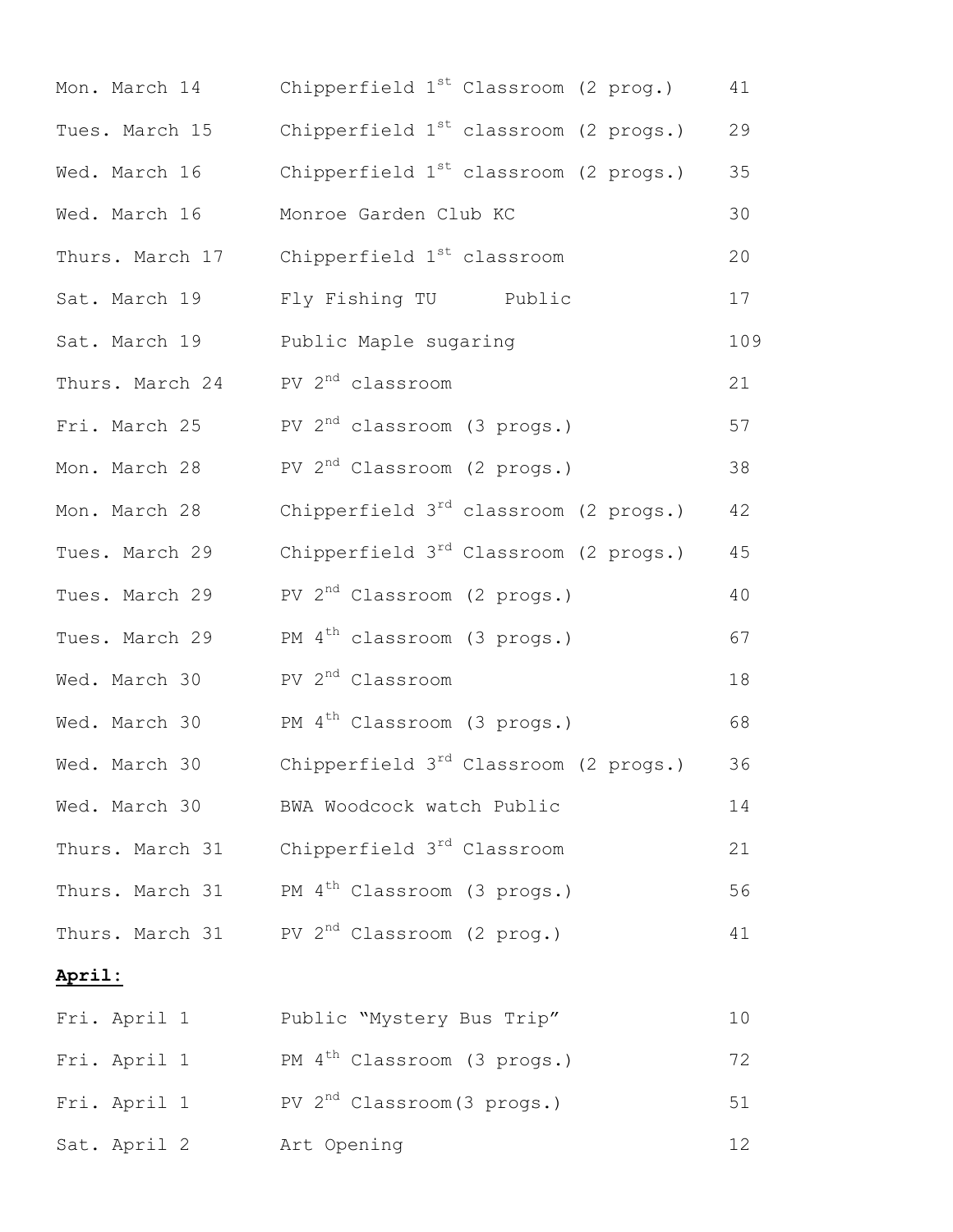| | | |
|---|---|---|
| Mon. March 14 | Chipperfield 1st Classroom (2 prog.) | 41 |
| Tues. March 15 | Chipperfield 1st classroom (2 progs.) | 29 |
| Wed. March 16 | Chipperfield 1st classroom (2 progs.) | 35 |
| Wed. March 16 | Monroe Garden Club KC | 30 |
| Thurs. March 17 | Chipperfield 1st classroom | 20 |
| Sat. March 19 | Fly Fishing TU Public | 17 |
| Sat. March 19 | Public Maple sugaring | 109 |
| Thurs. March 24 | PV 2nd classroom | 21 |
| Fri. March 25 | PV 2nd classroom (3 progs.) | 57 |
| Mon. March 28 | PV 2nd Classroom (2 progs.) | 38 |
| Mon. March 28 | Chipperfield 3rd classroom (2 progs.) | 42 |
| Tues. March 29 | Chipperfield 3rd Classroom (2 progs.) | 45 |
| Tues. March 29 | PV 2nd Classroom (2 progs.) | 40 |
| Tues. March 29 | PM 4th classroom (3 progs.) | 67 |
| Wed. March 30 | PV 2nd Classroom | 18 |
| Wed. March 30 | PM 4th Classroom (3 progs.) | 68 |
| Wed. March 30 | Chipperfield 3rd Classroom (2 progs.) | 36 |
| Wed. March 30 | BWA Woodcock watch Public | 14 |
| Thurs. March 31 | Chipperfield 3rd Classroom | 21 |
| Thurs. March 31 | PM 4th Classroom (3 progs.) | 56 |
| Thurs. March 31 | PV 2nd Classroom (2 prog.) | 41 |

**April:**

| | | |
|---|---|---|
| Fri. April 1 | Public "Mystery Bus Trip" | 10 |
| Fri. April 1 | PM 4th Classroom (3 progs.) | 72 |
| Fri. April 1 | PV 2nd Classroom(3 progs.) | 51 |
| Sat. April 2 | Art Opening | 12 |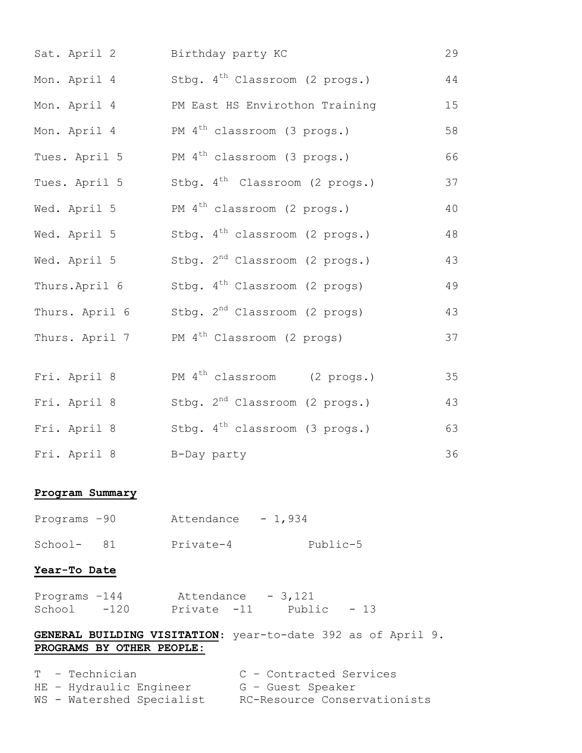| | | |
|---|---|---|
| Sat. April 2 | Birthday party KC | 29 |
| Mon. April 4 | Stbg. 4th Classroom (2 progs.) | 44 |
| Mon. April 4 | PM East HS Envirothon Training | 15 |
| Mon. April 4 | PM 4th classroom (3 progs.) | 58 |
| Tues. April 5 | PM 4th classroom (3 progs.) | 66 |
| Tues. April 5 | Stbg. 4th Classroom (2 progs.) | 37 |
| Wed. April 5 | PM 4th classroom (2 progs.) | 40 |
| Wed. April 5 | Stbg. 4th classroom (2 progs.) | 48 |
| Wed. April 5 | Stbg. 2nd Classroom (2 progs.) | 43 |
| Thurs.April 6 | Stbg. 4th Classroom (2 progs) | 49 |
| Thurs. April 6 | Stbg. 2nd Classroom (2 progs) | 43 |
| Thurs. April 7 | PM 4th Classroom (2 progs) | 37 |
| Fri. April 8 | PM 4th classroom (2 progs.) | 35 |
| Fri. April 8 | Stbg. 2nd Classroom (2 progs.) | 43 |
| Fri. April 8 | Stbg. 4th classroom (3 progs.) | 63 |
| Fri. April 8 | B-Day party | 36 |

**Program Summary**

Programs –90 Attendance - 1,934

School- 81 Private-4 Public-5

**Year-To Date**

Programs –144 Attendance - 3,121
School -120 Private -11 Public - 13

**GENERAL BUILDING VISITATION**: year-to-date 392 as of April 9.
**PROGRAMS BY OTHER PEOPLE:**

T – Technician C – Contracted Services
HE – Hydraulic Engineer G – Guest Speaker
WS - Watershed Specialist RC-Resource Conservationists